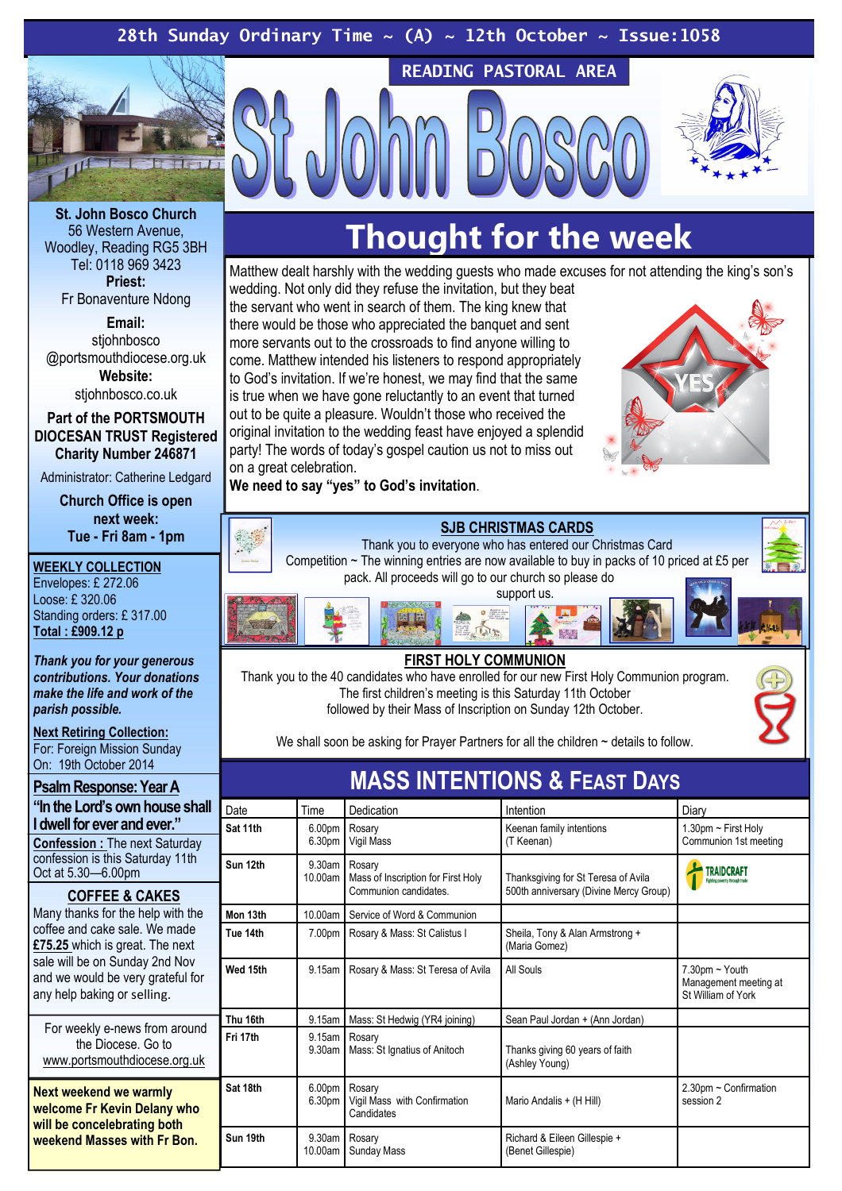28th Sunday Ordinary Time ~ (A) ~ 12th October ~ Issue:1058

READING PASTORAL AREA

# St John Bosco

**St. John Bosco Church**
56 Western Avenue,
Woodley, Reading RG5 3BH
Tel: 0118 969 3423

**Priest:**
Fr Bonaventure Ndong

**Email:**
stjohnbosco
@portsmouthdiocese.org.uk

**Website:**
stjohnbosco.co.uk

**Part of the PORTSMOUTH DIOCESAN TRUST Registered Charity Number 246871**

Administrator: Catherine Ledgard

**Church Office is open next week:**
**Tue - Fri 8am - 1pm**

**WEEKLY COLLECTION**
Envelopes: £ 272.06
Loose: £ 320.06
Standing orders: £ 317.00
**Total : £909.12 p**

***Thank you for your generous contributions. Your donations make the life and work of the parish possible.***

**Next Retiring Collection:**
For: Foreign Mission Sunday
On: 19th October 2014

**Psalm Response: Year A**
**"In the Lord's own house shall I dwell for ever and ever."**

**Confession :** The next Saturday confession is this Saturday 11th Oct at 5.30—6.00pm

**COFFEE & CAKES**
Many thanks for the help with the coffee and cake sale. We made **£75.25** which is great. The next sale will be on Sunday 2nd Nov and we would be very grateful for any help baking or selling.

For weekly e-news from around the Diocese. Go to www.portsmouthdiocese.org.uk

**Next weekend we warmly welcome Fr Kevin Delany who will be concelebrating both weekend Masses with Fr Bon.**

## Thought for the week

Matthew dealt harshly with the wedding guests who made excuses for not attending the king's son's wedding. Not only did they refuse the invitation, but they beat the servant who went in search of them. The king knew that there would be those who appreciated the banquet and sent more servants out to the crossroads to find anyone willing to come. Matthew intended his listeners to respond appropriately to God's invitation. If we're honest, we may find that the same is true when we have gone reluctantly to an event that turned out to be quite a pleasure. Wouldn't those who received the original invitation to the wedding feast have enjoyed a splendid party! The words of today's gospel caution us not to miss out on a great celebration.
**We need to say "yes" to God's invitation**.

### SJB CHRISTMAS CARDS

Thank you to everyone who has entered our Christmas Card Competition ~ The winning entries are now available to buy in packs of 10 priced at £5 per pack. All proceeds will go to our church so please do support us.

### FIRST HOLY COMMUNION

Thank you to the 40 candidates who have enrolled for our new First Holy Communion program. The first children's meeting is this Saturday 11th October followed by their Mass of Inscription on Sunday 12th October.

We shall soon be asking for Prayer Partners for all the children ~ details to follow.

## MASS INTENTIONS & FEAST DAYS

| Date | Time | Dedication | Intention | Diary |
|---|---|---|---|---|
| **Sat 11th** | 6.00pm<br>6.30pm | Rosary<br>Vigil Mass | Keenan family intentions (T Keenan) | 1.30pm ~ First Holy Communion 1st meeting |
| **Sun 12th** | 9.30am<br>10.00am | Rosary<br>Mass of Inscription for First Holy Communion candidates. | Thanksgiving for St Teresa of Avila 500th anniversary (Divine Mercy Group) | TRAIDCRAFT |
| **Mon 13th** | 10.00am | Service of Word & Communion | | |
| **Tue 14th** | 7.00pm | Rosary & Mass: St Calistus I | Sheila, Tony & Alan Armstrong + (Maria Gomez) | |
| **Wed 15th** | 9.15am | Rosary & Mass: St Teresa of Avila | All Souls | 7.30pm ~ Youth Management meeting at St William of York |
| **Thu 16th** | 9.15am | Mass: St Hedwig (YR4 joining) | Sean Paul Jordan + (Ann Jordan) | |
| **Fri 17th** | 9.15am<br>9.30am | Rosary<br>Mass: St Ignatius of Anitoch | Thanks giving 60 years of faith (Ashley Young) | |
| **Sat 18th** | 6.00pm<br>6.30pm | Rosary<br>Vigil Mass with Confirmation Candidates | Mario Andalis + (H Hill) | 2.30pm ~ Confirmation session 2 |
| **Sun 19th** | 9.30am<br>10.00am | Rosary<br>Sunday Mass | Richard & Eileen Gillespie + (Benet Gillespie) | |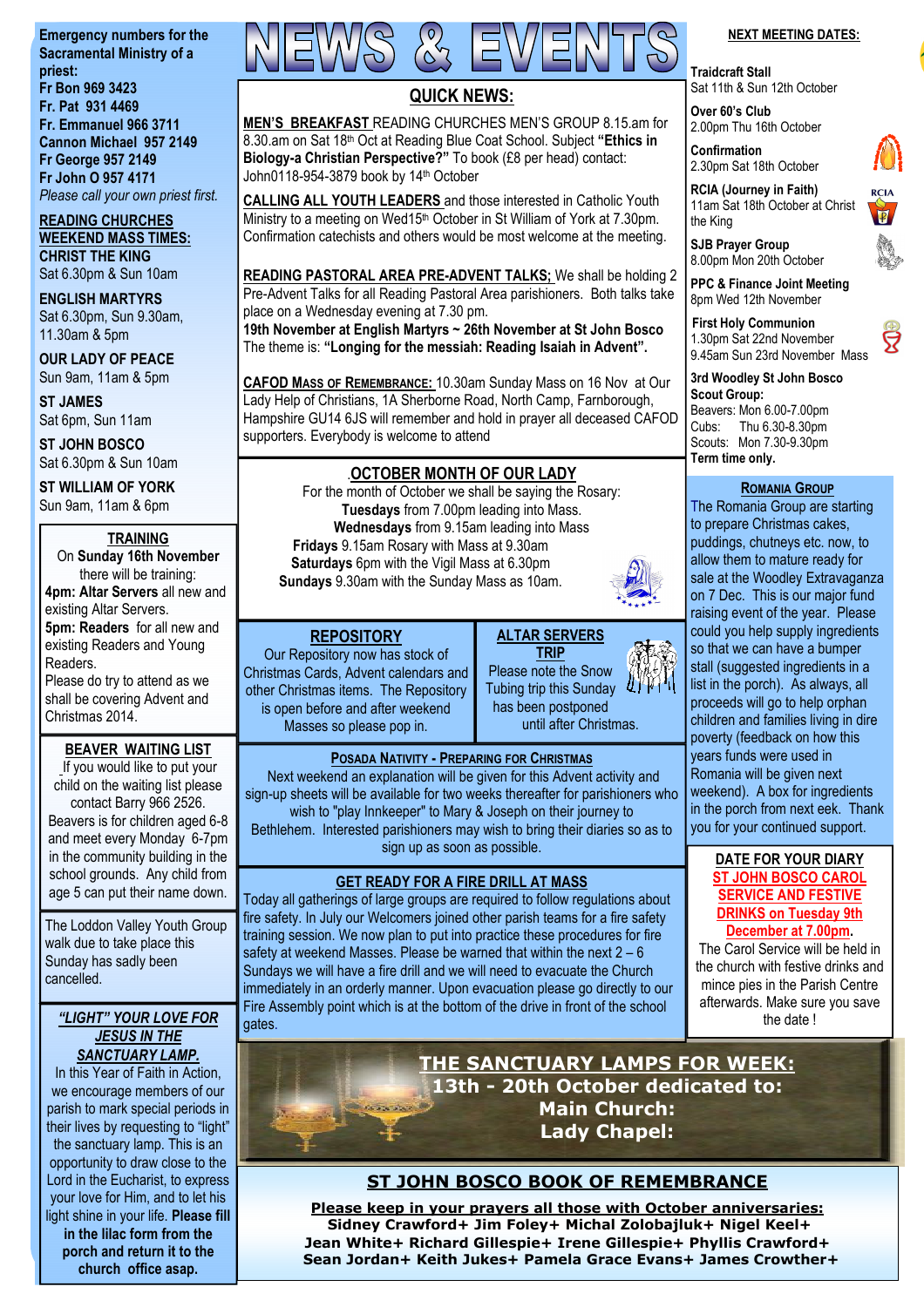**Emergency numbers for the Sacramental Ministry of a priest:**
**Fr Bon 969 3423**
**Fr. Pat 931 4469**
**Fr. Emmanuel 966 3711**
**Cannon Michael 957 2149**
**Fr George 957 2149**
**Fr John O 957 4171**
*Please call your own priest first.*

**READING CHURCHES WEEKEND MASS TIMES:**

**CHRIST THE KING**
Sat 6.30pm & Sun 10am

**ENGLISH MARTYRS**
Sat 6.30pm, Sun 9.30am, 11.30am & 5pm

**OUR LADY OF PEACE**
Sun 9am, 11am & 5pm

**ST JAMES**
Sat 6pm, Sun 11am

**ST JOHN BOSCO**
Sat 6.30pm & Sun 10am

**ST WILLIAM OF YORK**
Sun 9am, 11am & 6pm

**TRAINING**

On **Sunday 16th November** there will be training:
**4pm: Altar Servers** all new and existing Altar Servers.
**5pm: Readers** for all new and existing Readers and Young Readers.
Please do try to attend as we shall be covering Advent and Christmas 2014.

**BEAVER WAITING LIST**

If you would like to put your child on the waiting list please contact Barry 966 2526.
Beavers is for children aged 6-8 and meet every Monday 6-7pm in the community building in the school grounds. Any child from age 5 can put their name down.

The Loddon Valley Youth Group walk due to take place this Sunday has sadly been cancelled.

***"LIGHT" YOUR LOVE FOR JESUS IN THE SANCTUARY LAMP.***

In this Year of Faith in Action, we encourage members of our parish to mark special periods in their lives by requesting to "light" the sanctuary lamp. This is an opportunity to draw close to the Lord in the Eucharist, to express your love for Him, and to let his light shine in your life. **Please fill in the lilac form from the porch and return it to the church office asap.**

# NEWS & EVENTS

## QUICK NEWS:

**MEN'S BREAKFAST** READING CHURCHES MEN'S GROUP 8.15.am for 8.30.am on Sat 18th Oct at Reading Blue Coat School. Subject **"Ethics in Biology-a Christian Perspective?"** To book (£8 per head) contact: John0118-954-3879 book by 14th October

**CALLING ALL YOUTH LEADERS** and those interested in Catholic Youth Ministry to a meeting on Wed15th October in St William of York at 7.30pm. Confirmation catechists and others would be most welcome at the meeting.

**READING PASTORAL AREA PRE-ADVENT TALKS;** We shall be holding 2 Pre-Advent Talks for all Reading Pastoral Area parishioners. Both talks take place on a Wednesday evening at 7.30 pm.
**19th November at English Martyrs ~ 26th November at St John Bosco**
The theme is: **"Longing for the messiah: Reading Isaiah in Advent".**

**CAFOD MASS OF REMEMBRANCE:** 10.30am Sunday Mass on 16 Nov at Our Lady Help of Christians, 1A Sherborne Road, North Camp, Farnborough, Hampshire GU14 6JS will remember and hold in prayer all deceased CAFOD supporters. Everybody is welcome to attend

**OCTOBER MONTH OF OUR LADY**

For the month of October we shall be saying the Rosary:
**Tuesdays** from 7.00pm leading into Mass.
**Wednesdays** from 9.15am leading into Mass
**Fridays** 9.15am Rosary with Mass at 9.30am
**Saturdays** 6pm with the Vigil Mass at 6.30pm
**Sundays** 9.30am with the Sunday Mass as 10am.

**REPOSITORY**

Our Repository now has stock of Christmas Cards, Advent calendars and other Christmas items. The Repository is open before and after weekend Masses so please pop in.

**ALTAR SERVERS TRIP**

Please note the Snow Tubing trip this Sunday has been postponed until after Christmas.

**POSADA NATIVITY - PREPARING FOR CHRISTMAS**

Next weekend an explanation will be given for this Advent activity and sign-up sheets will be available for two weeks thereafter for parishioners who wish to "play Innkeeper" to Mary & Joseph on their journey to Bethlehem. Interested parishioners may wish to bring their diaries so as to sign up as soon as possible.

**GET READY FOR A FIRE DRILL AT MASS**

Today all gatherings of large groups are required to follow regulations about fire safety. In July our Welcomers joined other parish teams for a fire safety training session. We now plan to put into practice these procedures for fire safety at weekend Masses. Please be warned that within the next 2 – 6 Sundays we will have a fire drill and we will need to evacuate the Church immediately in an orderly manner. Upon evacuation please go directly to our Fire Assembly point which is at the bottom of the drive in front of the school gates.

**NEXT MEETING DATES:**

**Traidcraft Stall**
Sat 11th & Sun 12th October

**Over 60's Club**
2.00pm Thu 16th October

**Confirmation**
2.30pm Sat 18th October

**RCIA (Journey in Faith)**
11am Sat 18th October at Christ the King

**SJB Prayer Group**
8.00pm Mon 20th October

**PPC & Finance Joint Meeting**
8pm Wed 12th November

**First Holy Communion**
1.30pm Sat 22nd November
9.45am Sun 23rd November Mass

**3rd Woodley St John Bosco Scout Group:**
Beavers: Mon 6.00-7.00pm
Cubs: Thu 6.30-8.30pm
Scouts: Mon 7.30-9.30pm
**Term time only.**

**ROMANIA GROUP**

The Romania Group are starting to prepare Christmas cakes, puddings, chutneys etc. now, to allow them to mature ready for sale at the Woodley Extravaganza on 7 Dec. This is our major fund raising event of the year. Please could you help supply ingredients so that we can have a bumper stall (suggested ingredients in a list in the porch). As always, all proceeds will go to help orphan children and families living in dire poverty (feedback on how this years funds were used in Romania will be given next weekend). A box for ingredients in the porch from next eek. Thank you for your continued support.

**DATE FOR YOUR DIARY**

**ST JOHN BOSCO CAROL SERVICE AND FESTIVE DRINKS on Tuesday 9th December at 7.00pm.**
The Carol Service will be held in the church with festive drinks and mince pies in the Parish Centre afterwards. Make sure you save the date !

**THE SANCTUARY LAMPS FOR WEEK:**
**13th - 20th October dedicated to:**
**Main Church:**
**Lady Chapel:**

**ST JOHN BOSCO BOOK OF REMEMBRANCE**

**Please keep in your prayers all those with October anniversaries:**
**Sidney Crawford+ Jim Foley+ Michal Zolobajluk+ Nigel Keel+ Jean White+ Richard Gillespie+ Irene Gillespie+ Phyllis Crawford+ Sean Jordan+ Keith Jukes+ Pamela Grace Evans+ James Crowther+**